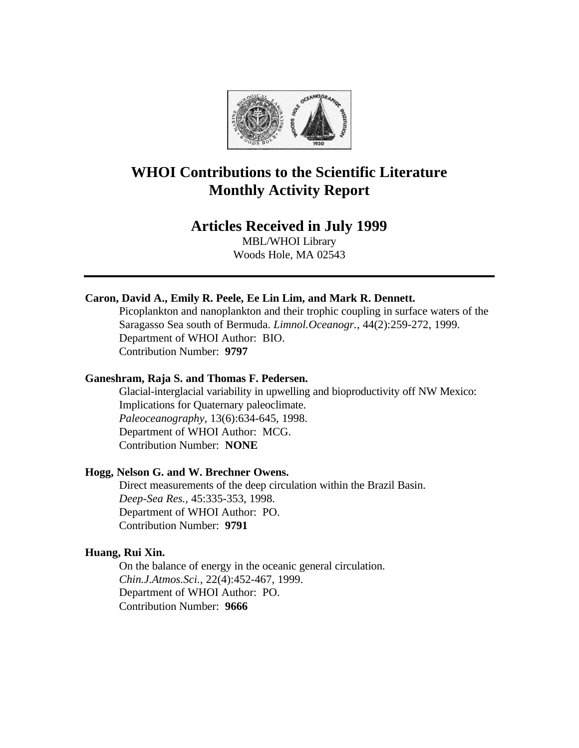# WHOI Contributions to the Scientific Literature
# Monthly Activity Report

## Articles Received in July 1999

MBL/WHOI Library
Woods Hole, MA 02543

---

**Caron, David A., Emily R. Peele, Ee Lin Lim, and Mark R. Dennett.**

Picoplankton and nanoplankton and their trophic coupling in surface waters of the Saragasso Sea south of Bermuda. *Limnol.Oceanogr.*, 44(2):259-272, 1999.
Department of WHOI Author: BIO.
Contribution Number: **9797**

**Ganeshram, Raja S. and Thomas F. Pedersen.**

Glacial-interglacial variability in upwelling and bioproductivity off NW Mexico: Implications for Quaternary paleoclimate.
*Paleoceanography*, 13(6):634-645, 1998.
Department of WHOI Author: MCG.
Contribution Number: **NONE**

**Hogg, Nelson G. and W. Brechner Owens.**

Direct measurements of the deep circulation within the Brazil Basin.
*Deep-Sea Res.*, 45:335-353, 1998.
Department of WHOI Author: PO.
Contribution Number: **9791**

**Huang, Rui Xin.**

On the balance of energy in the oceanic general circulation.
*Chin.J.Atmos.Sci.*, 22(4):452-467, 1999.
Department of WHOI Author: PO.
Contribution Number: **9666**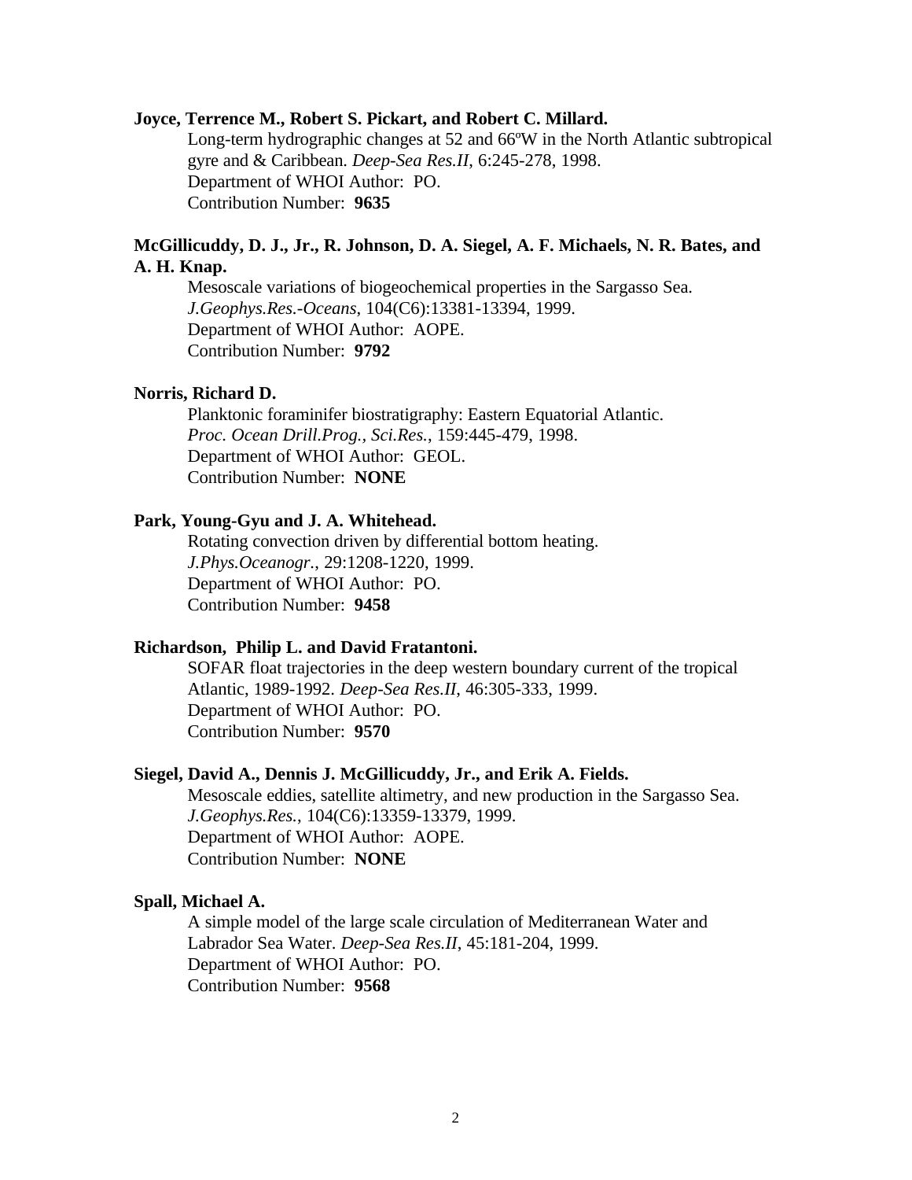**Joyce, Terrence M., Robert S. Pickart, and Robert C. Millard.**

Long-term hydrographic changes at 52 and 66ºW in the North Atlantic subtropical gyre and & Caribbean. *Deep-Sea Res.II*, 6:245-278, 1998.
Department of WHOI Author: PO.
Contribution Number: **9635**

**McGillicuddy, D. J., Jr., R. Johnson, D. A. Siegel, A. F. Michaels, N. R. Bates, and A. H. Knap.**

Mesoscale variations of biogeochemical properties in the Sargasso Sea. *J.Geophys.Res.-Oceans*, 104(C6):13381-13394, 1999.
Department of WHOI Author: AOPE.
Contribution Number: **9792**

**Norris, Richard D.**

Planktonic foraminifer biostratigraphy: Eastern Equatorial Atlantic. *Proc. Ocean Drill.Prog., Sci.Res.*, 159:445-479, 1998.
Department of WHOI Author: GEOL.
Contribution Number: **NONE**

**Park, Young-Gyu and J. A. Whitehead.**

Rotating convection driven by differential bottom heating. *J.Phys.Oceanogr.*, 29:1208-1220, 1999.
Department of WHOI Author: PO.
Contribution Number: **9458**

**Richardson, Philip L. and David Fratantoni.**

SOFAR float trajectories in the deep western boundary current of the tropical Atlantic, 1989-1992. *Deep-Sea Res.II*, 46:305-333, 1999.
Department of WHOI Author: PO.
Contribution Number: **9570**

**Siegel, David A., Dennis J. McGillicuddy, Jr., and Erik A. Fields.**

Mesoscale eddies, satellite altimetry, and new production in the Sargasso Sea. *J.Geophys.Res.*, 104(C6):13359-13379, 1999.
Department of WHOI Author: AOPE.
Contribution Number: **NONE**

**Spall, Michael A.**

A simple model of the large scale circulation of Mediterranean Water and Labrador Sea Water. *Deep-Sea Res.II*, 45:181-204, 1999.
Department of WHOI Author: PO.
Contribution Number: **9568**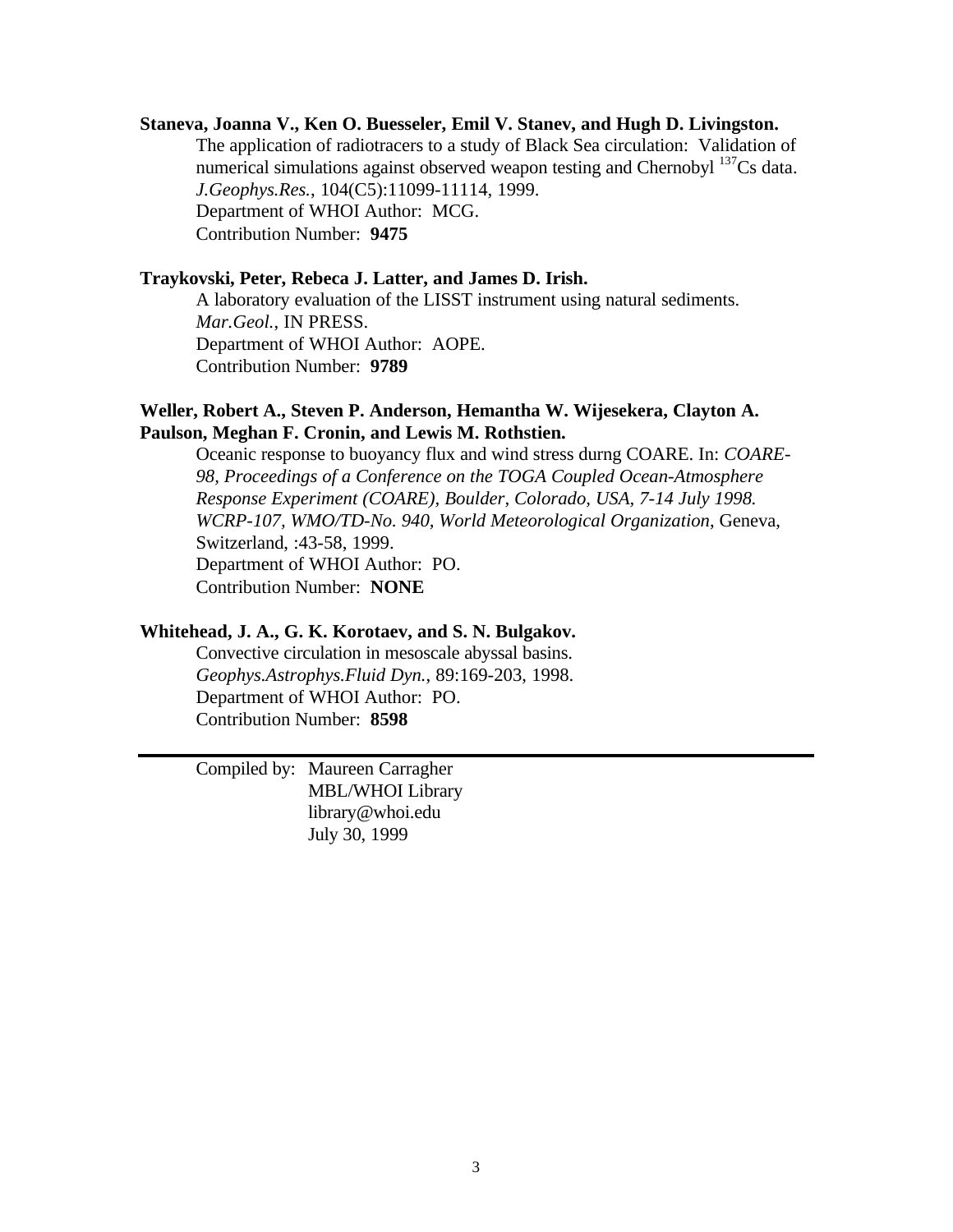**Staneva, Joanna V., Ken O. Buesseler, Emil V. Stanev, and Hugh D. Livingston.**

The application of radiotracers to a study of Black Sea circulation: Validation of numerical simulations against observed weapon testing and Chernobyl $^{137}$Cs data. *J.Geophys.Res.*, 104(C5):11099-11114, 1999.
Department of WHOI Author: MCG.
Contribution Number: **9475**

**Traykovski, Peter, Rebeca J. Latter, and James D. Irish.**

A laboratory evaluation of the LISST instrument using natural sediments. *Mar.Geol.*, IN PRESS.
Department of WHOI Author: AOPE.
Contribution Number: **9789**

**Weller, Robert A., Steven P. Anderson, Hemantha W. Wijesekera, Clayton A. Paulson, Meghan F. Cronin, and Lewis M. Rothstien.**

Oceanic response to buoyancy flux and wind stress durng COARE. In: *COARE-98, Proceedings of a Conference on the TOGA Coupled Ocean-Atmosphere Response Experiment (COARE), Boulder, Colorado, USA, 7-14 July 1998. WCRP-107, WMO/TD-No. 940, World Meteorological Organization*, Geneva, Switzerland, :43-58, 1999.
Department of WHOI Author: PO.
Contribution Number: **NONE**

**Whitehead, J. A., G. K. Korotaev, and S. N. Bulgakov.**

Convective circulation in mesoscale abyssal basins. *Geophys.Astrophys.Fluid Dyn.*, 89:169-203, 1998.
Department of WHOI Author: PO.
Contribution Number: **8598**

---

Compiled by: Maureen Carragher
MBL/WHOI Library
library@whoi.edu
July 30, 1999